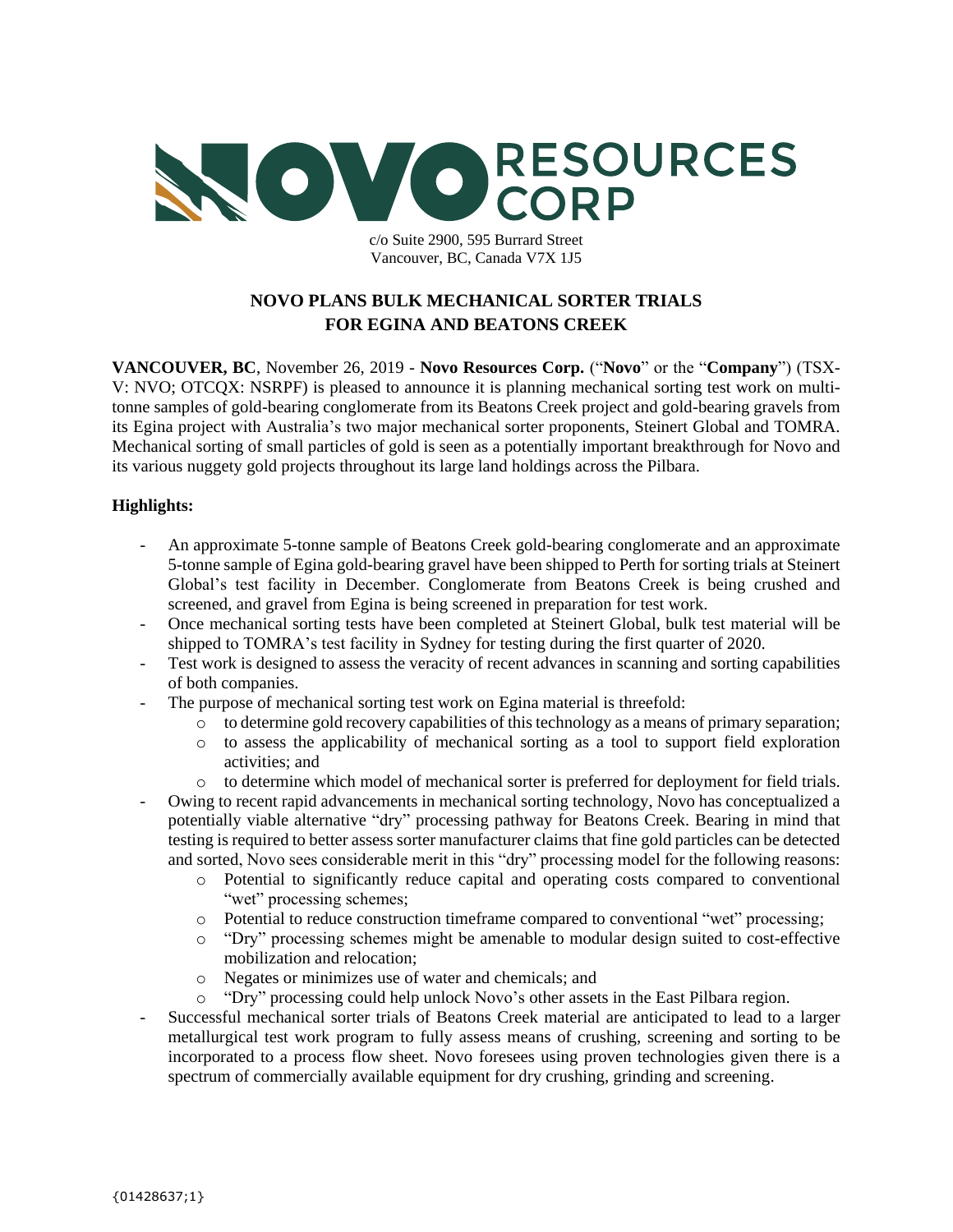NOVO RESOURCES CORP

c/o Suite 2900, 595 Burrard Street
Vancouver, BC, Canada V7X 1J5

# NOVO PLANS BULK MECHANICAL SORTER TRIALS FOR EGINA AND BEATONS CREEK

**VANCOUVER, BC**, November 26, 2019 - **Novo Resources Corp.** ("**Novo**" or the "**Company**") (TSX-V: NVO; OTCQX: NSRPF) is pleased to announce it is planning mechanical sorting test work on multi-tonne samples of gold-bearing conglomerate from its Beatons Creek project and gold-bearing gravels from its Egina project with Australia's two major mechanical sorter proponents, Steinert Global and TOMRA. Mechanical sorting of small particles of gold is seen as a potentially important breakthrough for Novo and its various nuggety gold projects throughout its large land holdings across the Pilbara.

**Highlights:**

- An approximate 5-tonne sample of Beatons Creek gold-bearing conglomerate and an approximate 5-tonne sample of Egina gold-bearing gravel have been shipped to Perth for sorting trials at Steinert Global's test facility in December. Conglomerate from Beatons Creek is being crushed and screened, and gravel from Egina is being screened in preparation for test work.
- Once mechanical sorting tests have been completed at Steinert Global, bulk test material will be shipped to TOMRA's test facility in Sydney for testing during the first quarter of 2020.
- Test work is designed to assess the veracity of recent advances in scanning and sorting capabilities of both companies.
- The purpose of mechanical sorting test work on Egina material is threefold:
  - to determine gold recovery capabilities of this technology as a means of primary separation;
  - to assess the applicability of mechanical sorting as a tool to support field exploration activities; and
  - to determine which model of mechanical sorter is preferred for deployment for field trials.
- Owing to recent rapid advancements in mechanical sorting technology, Novo has conceptualized a potentially viable alternative "dry" processing pathway for Beatons Creek. Bearing in mind that testing is required to better assess sorter manufacturer claims that fine gold particles can be detected and sorted, Novo sees considerable merit in this "dry" processing model for the following reasons:
  - Potential to significantly reduce capital and operating costs compared to conventional "wet" processing schemes;
  - Potential to reduce construction timeframe compared to conventional "wet" processing;
  - "Dry" processing schemes might be amenable to modular design suited to cost-effective mobilization and relocation;
  - Negates or minimizes use of water and chemicals; and
  - "Dry" processing could help unlock Novo's other assets in the East Pilbara region.
- Successful mechanical sorter trials of Beatons Creek material are anticipated to lead to a larger metallurgical test work program to fully assess means of crushing, screening and sorting to be incorporated to a process flow sheet. Novo foresees using proven technologies given there is a spectrum of commercially available equipment for dry crushing, grinding and screening.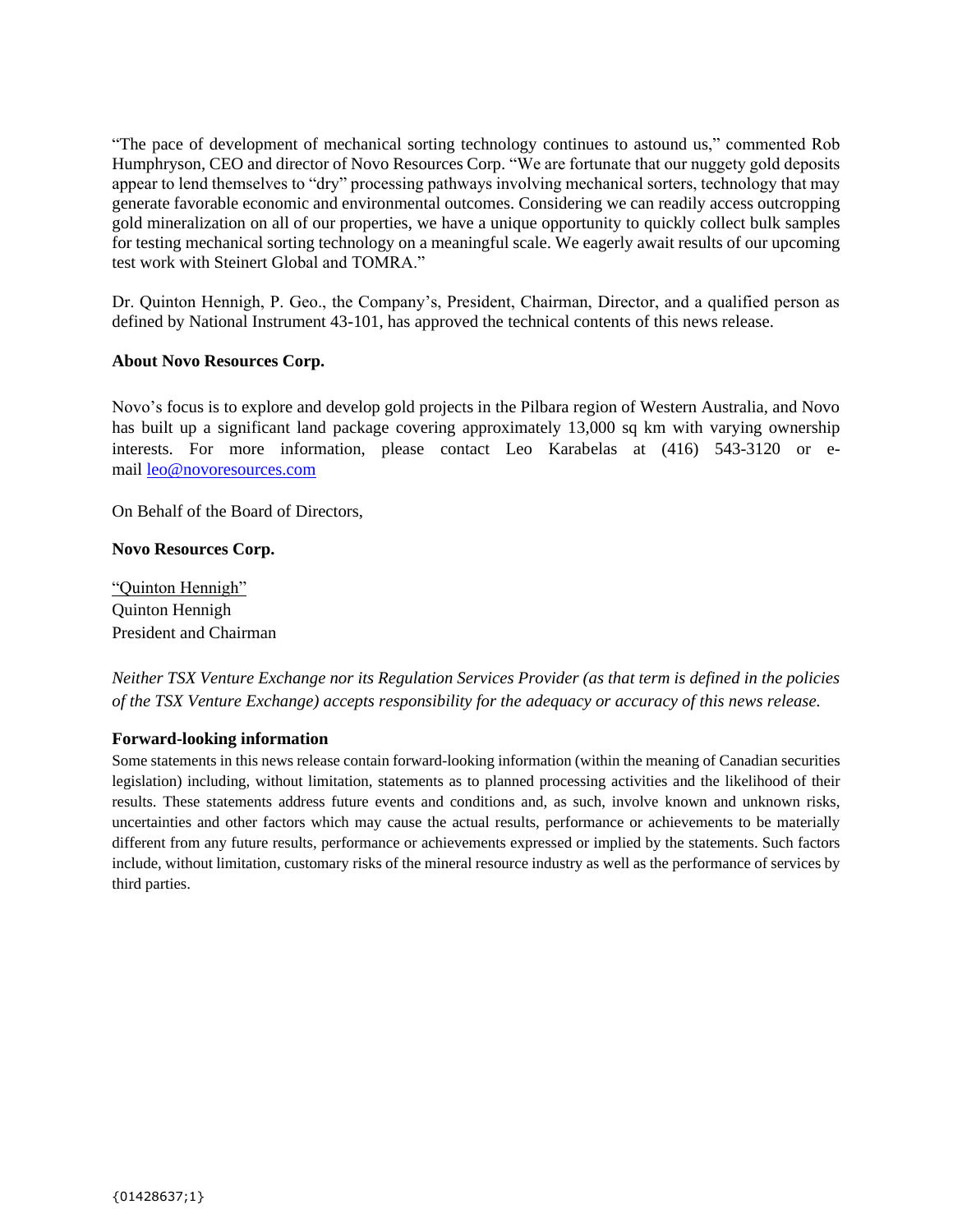"The pace of development of mechanical sorting technology continues to astound us," commented Rob Humphryson, CEO and director of Novo Resources Corp. "We are fortunate that our nuggety gold deposits appear to lend themselves to "dry" processing pathways involving mechanical sorters, technology that may generate favorable economic and environmental outcomes. Considering we can readily access outcropping gold mineralization on all of our properties, we have a unique opportunity to quickly collect bulk samples for testing mechanical sorting technology on a meaningful scale. We eagerly await results of our upcoming test work with Steinert Global and TOMRA."

Dr. Quinton Hennigh, P. Geo., the Company's, President, Chairman, Director, and a qualified person as defined by National Instrument 43-101, has approved the technical contents of this news release.

**About Novo Resources Corp.**

Novo's focus is to explore and develop gold projects in the Pilbara region of Western Australia, and Novo has built up a significant land package covering approximately 13,000 sq km with varying ownership interests. For more information, please contact Leo Karabelas at (416) 543-3120 or e-mail leo@novoresources.com

On Behalf of the Board of Directors,

**Novo Resources Corp.**

"Quinton Hennigh"
Quinton Hennigh
President and Chairman

*Neither TSX Venture Exchange nor its Regulation Services Provider (as that term is defined in the policies of the TSX Venture Exchange) accepts responsibility for the adequacy or accuracy of this news release.*

**Forward-looking information**

Some statements in this news release contain forward-looking information (within the meaning of Canadian securities legislation) including, without limitation, statements as to planned processing activities and the likelihood of their results. These statements address future events and conditions and, as such, involve known and unknown risks, uncertainties and other factors which may cause the actual results, performance or achievements to be materially different from any future results, performance or achievements expressed or implied by the statements. Such factors include, without limitation, customary risks of the mineral resource industry as well as the performance of services by third parties.